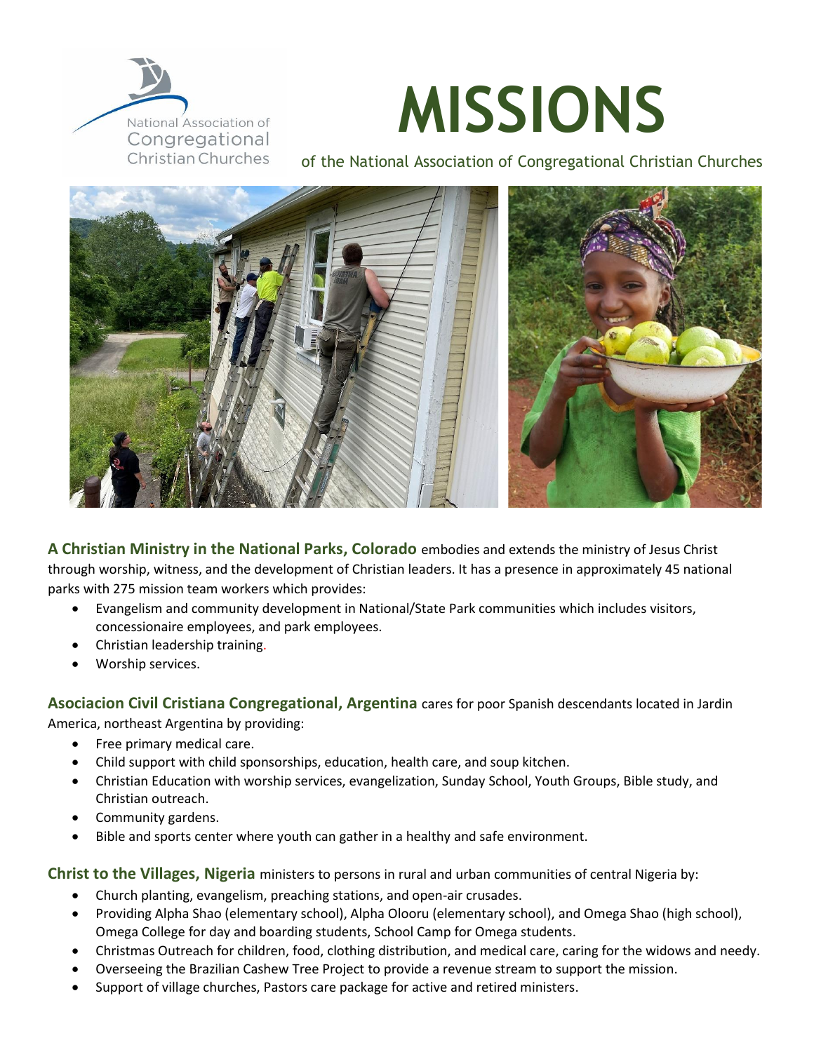National Association of Congregational Christian Churches

# MISSIONS

of the National Association of Congregational Christian Churches

**A Christian Ministry in the National Parks, Colorado** embodies and extends the ministry of Jesus Christ through worship, witness, and the development of Christian leaders. It has a presence in approximately 45 national parks with 275 mission team workers which provides:

- Evangelism and community development in National/State Park communities which includes visitors, concessionaire employees, and park employees.
- Christian leadership training.
- Worship services.

**Asociacion Civil Cristiana Congregational, Argentina** cares for poor Spanish descendants located in Jardin America, northeast Argentina by providing:

- Free primary medical care.
- Child support with child sponsorships, education, health care, and soup kitchen.
- Christian Education with worship services, evangelization, Sunday School, Youth Groups, Bible study, and Christian outreach.
- Community gardens.
- Bible and sports center where youth can gather in a healthy and safe environment.

**Christ to the Villages, Nigeria** ministers to persons in rural and urban communities of central Nigeria by:

- Church planting, evangelism, preaching stations, and open-air crusades.
- Providing Alpha Shao (elementary school), Alpha Olooru (elementary school), and Omega Shao (high school), Omega College for day and boarding students, School Camp for Omega students.
- Christmas Outreach for children, food, clothing distribution, and medical care, caring for the widows and needy.
- Overseeing the Brazilian Cashew Tree Project to provide a revenue stream to support the mission.
- Support of village churches, Pastors care package for active and retired ministers.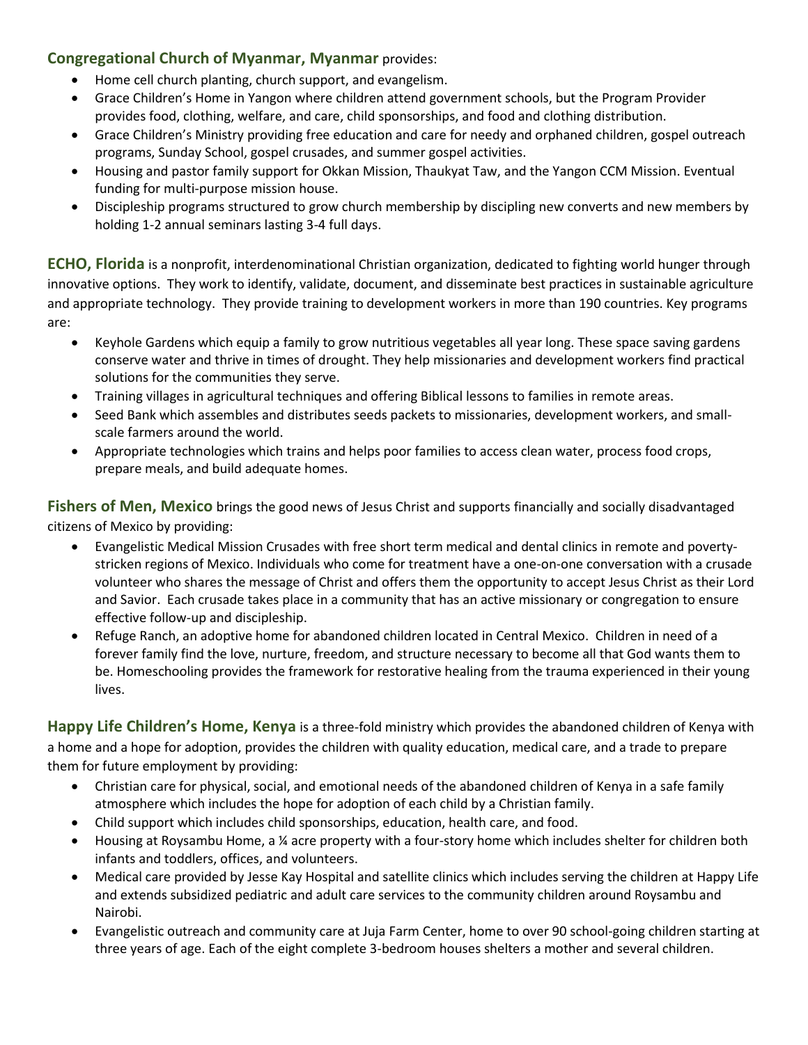**Congregational Church of Myanmar, Myanmar** provides:

- Home cell church planting, church support, and evangelism.
- Grace Children's Home in Yangon where children attend government schools, but the Program Provider provides food, clothing, welfare, and care, child sponsorships, and food and clothing distribution.
- Grace Children's Ministry providing free education and care for needy and orphaned children, gospel outreach programs, Sunday School, gospel crusades, and summer gospel activities.
- Housing and pastor family support for Okkan Mission, Thaukyat Taw, and the Yangon CCM Mission. Eventual funding for multi-purpose mission house.
- Discipleship programs structured to grow church membership by discipling new converts and new members by holding 1-2 annual seminars lasting 3-4 full days.

**ECHO, Florida** is a nonprofit, interdenominational Christian organization, dedicated to fighting world hunger through innovative options. They work to identify, validate, document, and disseminate best practices in sustainable agriculture and appropriate technology. They provide training to development workers in more than 190 countries. Key programs are:

- Keyhole Gardens which equip a family to grow nutritious vegetables all year long. These space saving gardens conserve water and thrive in times of drought. They help missionaries and development workers find practical solutions for the communities they serve.
- Training villages in agricultural techniques and offering Biblical lessons to families in remote areas.
- Seed Bank which assembles and distributes seeds packets to missionaries, development workers, and small-scale farmers around the world.
- Appropriate technologies which trains and helps poor families to access clean water, process food crops, prepare meals, and build adequate homes.

**Fishers of Men, Mexico** brings the good news of Jesus Christ and supports financially and socially disadvantaged citizens of Mexico by providing:

- Evangelistic Medical Mission Crusades with free short term medical and dental clinics in remote and poverty-stricken regions of Mexico. Individuals who come for treatment have a one-on-one conversation with a crusade volunteer who shares the message of Christ and offers them the opportunity to accept Jesus Christ as their Lord and Savior. Each crusade takes place in a community that has an active missionary or congregation to ensure effective follow-up and discipleship.
- Refuge Ranch, an adoptive home for abandoned children located in Central Mexico. Children in need of a forever family find the love, nurture, freedom, and structure necessary to become all that God wants them to be. Homeschooling provides the framework for restorative healing from the trauma experienced in their young lives.

**Happy Life Children's Home, Kenya** is a three-fold ministry which provides the abandoned children of Kenya with a home and a hope for adoption, provides the children with quality education, medical care, and a trade to prepare them for future employment by providing:

- Christian care for physical, social, and emotional needs of the abandoned children of Kenya in a safe family atmosphere which includes the hope for adoption of each child by a Christian family.
- Child support which includes child sponsorships, education, health care, and food.
- Housing at Roysambu Home, a ¼ acre property with a four-story home which includes shelter for children both infants and toddlers, offices, and volunteers.
- Medical care provided by Jesse Kay Hospital and satellite clinics which includes serving the children at Happy Life and extends subsidized pediatric and adult care services to the community children around Roysambu and Nairobi.
- Evangelistic outreach and community care at Juja Farm Center, home to over 90 school-going children starting at three years of age. Each of the eight complete 3-bedroom houses shelters a mother and several children.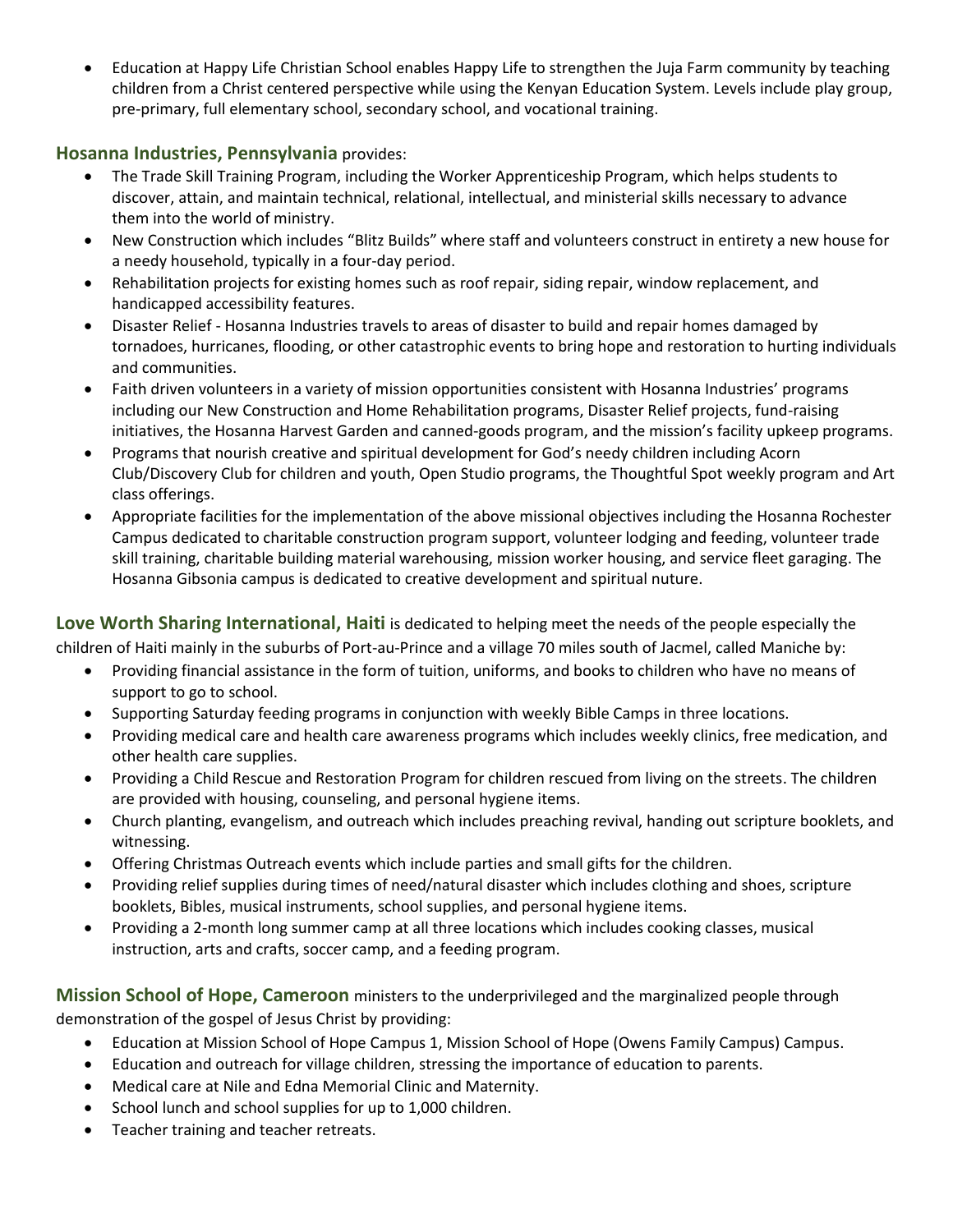- Education at Happy Life Christian School enables Happy Life to strengthen the Juja Farm community by teaching children from a Christ centered perspective while using the Kenyan Education System. Levels include play group, pre-primary, full elementary school, secondary school, and vocational training.

**Hosanna Industries, Pennsylvania** provides:

- The Trade Skill Training Program, including the Worker Apprenticeship Program, which helps students to discover, attain, and maintain technical, relational, intellectual, and ministerial skills necessary to advance them into the world of ministry.
- New Construction which includes "Blitz Builds" where staff and volunteers construct in entirety a new house for a needy household, typically in a four-day period.
- Rehabilitation projects for existing homes such as roof repair, siding repair, window replacement, and handicapped accessibility features.
- Disaster Relief - Hosanna Industries travels to areas of disaster to build and repair homes damaged by tornadoes, hurricanes, flooding, or other catastrophic events to bring hope and restoration to hurting individuals and communities.
- Faith driven volunteers in a variety of mission opportunities consistent with Hosanna Industries' programs including our New Construction and Home Rehabilitation programs, Disaster Relief projects, fund-raising initiatives, the Hosanna Harvest Garden and canned-goods program, and the mission's facility upkeep programs.
- Programs that nourish creative and spiritual development for God's needy children including Acorn Club/Discovery Club for children and youth, Open Studio programs, the Thoughtful Spot weekly program and Art class offerings.
- Appropriate facilities for the implementation of the above missional objectives including the Hosanna Rochester Campus dedicated to charitable construction program support, volunteer lodging and feeding, volunteer trade skill training, charitable building material warehousing, mission worker housing, and service fleet garaging. The Hosanna Gibsonia campus is dedicated to creative development and spiritual nuture.

**Love Worth Sharing International, Haiti** is dedicated to helping meet the needs of the people especially the children of Haiti mainly in the suburbs of Port-au-Prince and a village 70 miles south of Jacmel, called Maniche by:

- Providing financial assistance in the form of tuition, uniforms, and books to children who have no means of support to go to school.
- Supporting Saturday feeding programs in conjunction with weekly Bible Camps in three locations.
- Providing medical care and health care awareness programs which includes weekly clinics, free medication, and other health care supplies.
- Providing a Child Rescue and Restoration Program for children rescued from living on the streets. The children are provided with housing, counseling, and personal hygiene items.
- Church planting, evangelism, and outreach which includes preaching revival, handing out scripture booklets, and witnessing.
- Offering Christmas Outreach events which include parties and small gifts for the children.
- Providing relief supplies during times of need/natural disaster which includes clothing and shoes, scripture booklets, Bibles, musical instruments, school supplies, and personal hygiene items.
- Providing a 2-month long summer camp at all three locations which includes cooking classes, musical instruction, arts and crafts, soccer camp, and a feeding program.

**Mission School of Hope, Cameroon** ministers to the underprivileged and the marginalized people through demonstration of the gospel of Jesus Christ by providing:

- Education at Mission School of Hope Campus 1, Mission School of Hope (Owens Family Campus) Campus.
- Education and outreach for village children, stressing the importance of education to parents.
- Medical care at Nile and Edna Memorial Clinic and Maternity.
- School lunch and school supplies for up to 1,000 children.
- Teacher training and teacher retreats.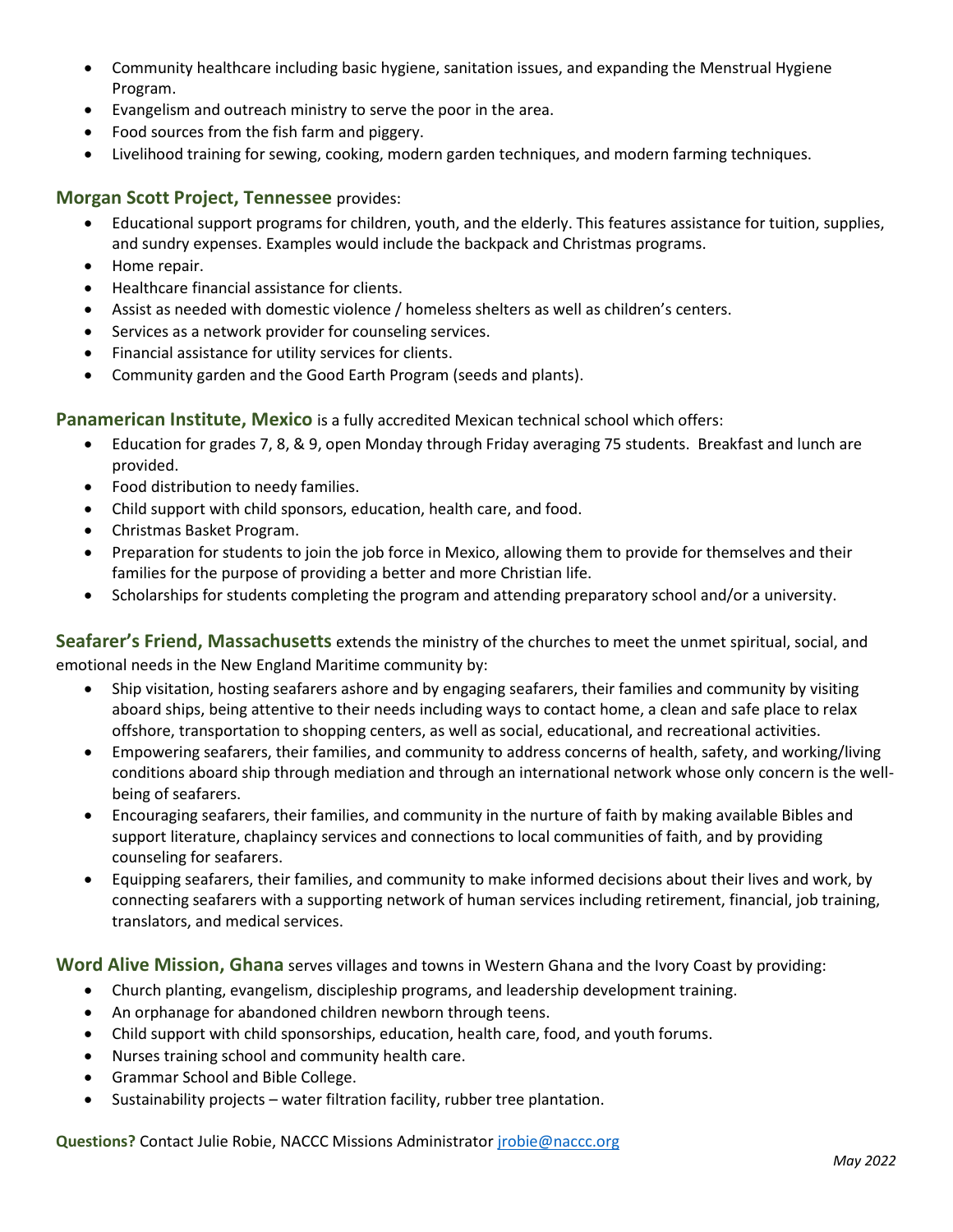- Community healthcare including basic hygiene, sanitation issues, and expanding the Menstrual Hygiene Program.
- Evangelism and outreach ministry to serve the poor in the area.
- Food sources from the fish farm and piggery.
- Livelihood training for sewing, cooking, modern garden techniques, and modern farming techniques.

**Morgan Scott Project, Tennessee** provides:

- Educational support programs for children, youth, and the elderly. This features assistance for tuition, supplies, and sundry expenses. Examples would include the backpack and Christmas programs.
- Home repair.
- Healthcare financial assistance for clients.
- Assist as needed with domestic violence / homeless shelters as well as children's centers.
- Services as a network provider for counseling services.
- Financial assistance for utility services for clients.
- Community garden and the Good Earth Program (seeds and plants).

**Panamerican Institute, Mexico** is a fully accredited Mexican technical school which offers:

- Education for grades 7, 8, & 9, open Monday through Friday averaging 75 students. Breakfast and lunch are provided.
- Food distribution to needy families.
- Child support with child sponsors, education, health care, and food.
- Christmas Basket Program.
- Preparation for students to join the job force in Mexico, allowing them to provide for themselves and their families for the purpose of providing a better and more Christian life.
- Scholarships for students completing the program and attending preparatory school and/or a university.

**Seafarer's Friend, Massachusetts** extends the ministry of the churches to meet the unmet spiritual, social, and emotional needs in the New England Maritime community by:

- Ship visitation, hosting seafarers ashore and by engaging seafarers, their families and community by visiting aboard ships, being attentive to their needs including ways to contact home, a clean and safe place to relax offshore, transportation to shopping centers, as well as social, educational, and recreational activities.
- Empowering seafarers, their families, and community to address concerns of health, safety, and working/living conditions aboard ship through mediation and through an international network whose only concern is the well-being of seafarers.
- Encouraging seafarers, their families, and community in the nurture of faith by making available Bibles and support literature, chaplaincy services and connections to local communities of faith, and by providing counseling for seafarers.
- Equipping seafarers, their families, and community to make informed decisions about their lives and work, by connecting seafarers with a supporting network of human services including retirement, financial, job training, translators, and medical services.

**Word Alive Mission, Ghana** serves villages and towns in Western Ghana and the Ivory Coast by providing:

- Church planting, evangelism, discipleship programs, and leadership development training.
- An orphanage for abandoned children newborn through teens.
- Child support with child sponsorships, education, health care, food, and youth forums.
- Nurses training school and community health care.
- Grammar School and Bible College.
- Sustainability projects – water filtration facility, rubber tree plantation.

**Questions?** Contact Julie Robie, NACCC Missions Administrator jrobie@naccc.org

*May 2022*